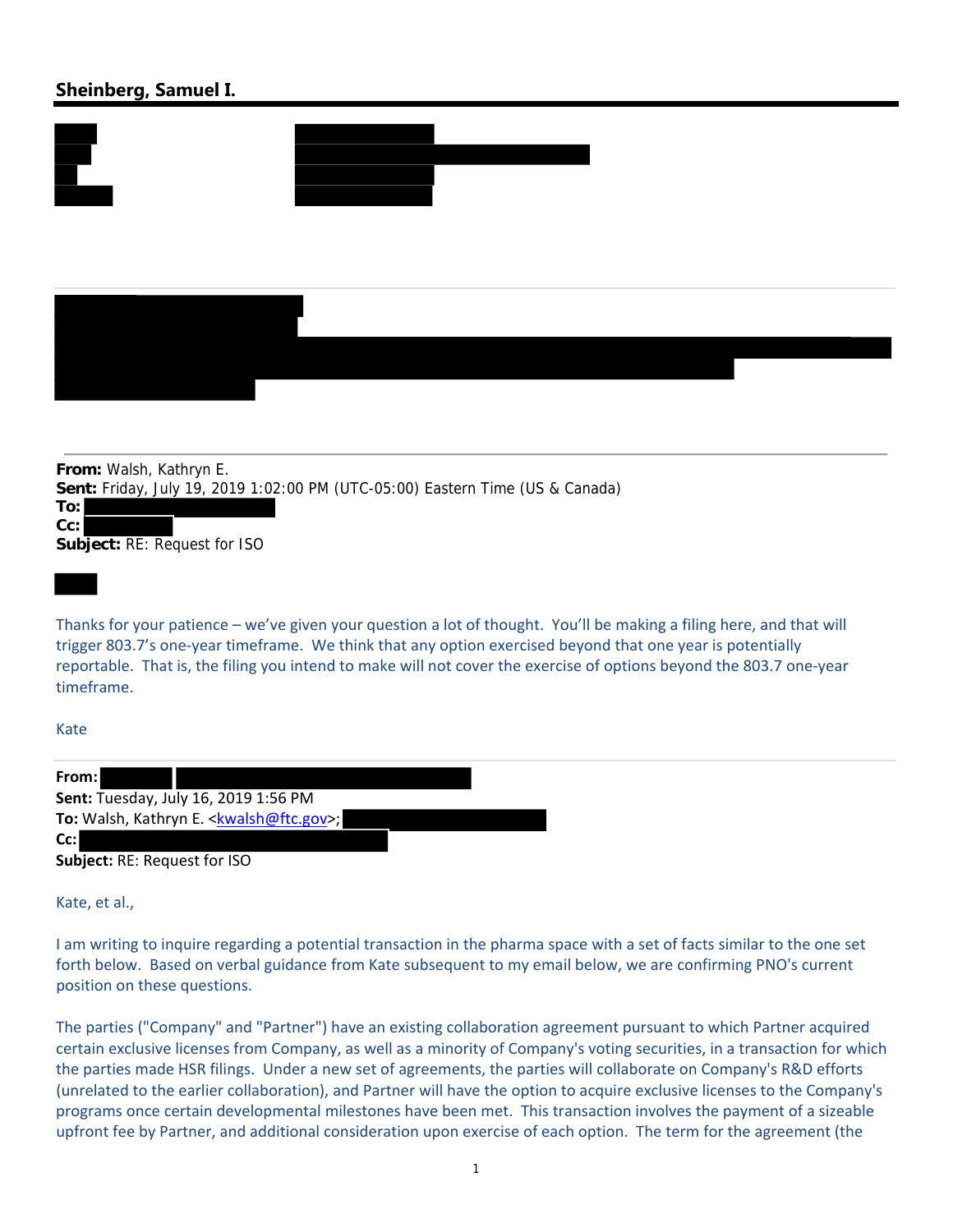## Sheinberg, Samuel I.

---

**From:** Walsh, Kathryn E.
**Sent:** Friday, July 19, 2019 1:02:00 PM (UTC-05:00) Eastern Time (US & Canada)
**To:**
**Cc:**
**Subject:** RE: Request for ISO

Thanks for your patience – we've given your question a lot of thought. You'll be making a filing here, and that will trigger 803.7's one-year timeframe. We think that any option exercised beyond that one year is potentially reportable. That is, the filing you intend to make will not cover the exercise of options beyond the 803.7 one-year timeframe.

Kate

---

**From:**
**Sent:** Tuesday, July 16, 2019 1:56 PM
**To:** Walsh, Kathryn E. <kwalsh@ftc.gov>;
**Cc:**
**Subject:** RE: Request for ISO

Kate, et al.,

I am writing to inquire regarding a potential transaction in the pharma space with a set of facts similar to the one set forth below. Based on verbal guidance from Kate subsequent to my email below, we are confirming PNO's current position on these questions.

The parties ("Company" and "Partner") have an existing collaboration agreement pursuant to which Partner acquired certain exclusive licenses from Company, as well as a minority of Company's voting securities, in a transaction for which the parties made HSR filings. Under a new set of agreements, the parties will collaborate on Company's R&D efforts (unrelated to the earlier collaboration), and Partner will have the option to acquire exclusive licenses to the Company's programs once certain developmental milestones have been met. This transaction involves the payment of a sizeable upfront fee by Partner, and additional consideration upon exercise of each option. The term for the agreement (the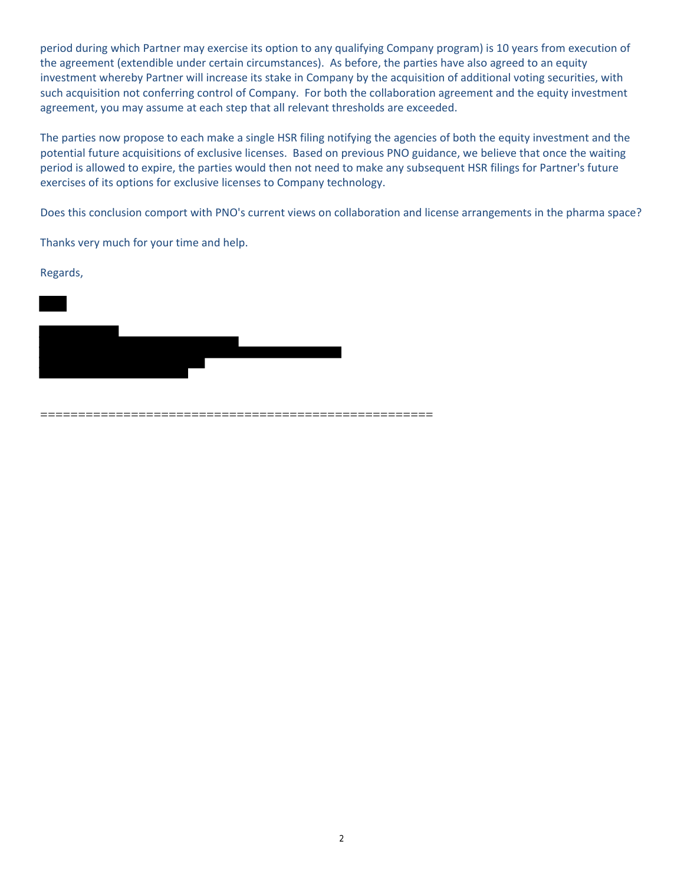period during which Partner may exercise its option to any qualifying Company program) is 10 years from execution of the agreement (extendible under certain circumstances). As before, the parties have also agreed to an equity investment whereby Partner will increase its stake in Company by the acquisition of additional voting securities, with such acquisition not conferring control of Company. For both the collaboration agreement and the equity investment agreement, you may assume at each step that all relevant thresholds are exceeded.

The parties now propose to each make a single HSR filing notifying the agencies of both the equity investment and the potential future acquisitions of exclusive licenses. Based on previous PNO guidance, we believe that once the waiting period is allowed to expire, the parties would then not need to make any subsequent HSR filings for Partner's future exercises of its options for exclusive licenses to Company technology.

Does this conclusion comport with PNO's current views on collaboration and license arrangements in the pharma space?

Thanks very much for your time and help.

Regards,

=====================================================